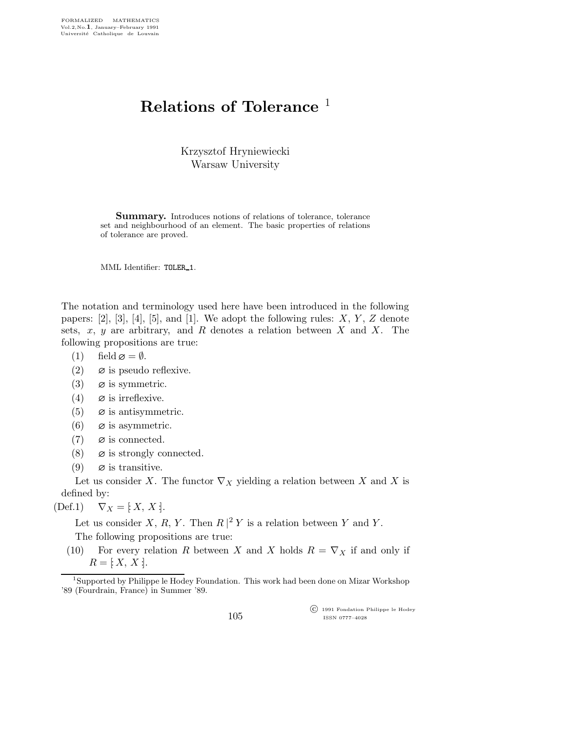# Relations of Tolerance [1]

Krzysztof Hryniewiecki
Warsaw University

**Summary.** Introduces notions of relations of tolerance, tolerance set and neighbourhood of an element. The basic properties of relations of tolerance are proved.

MML Identifier: TOLER_1.

The notation and terminology used here have been introduced in the following papers: [2], [3], [4], [5], and [1]. We adopt the following rules: $X$, $Y$, $Z$ denote sets, $x$, $y$ are arbitrary, and $R$ denotes a relation between $X$ and $X$. The following propositions are true:

(1) field $\varnothing = \emptyset$.

(2) $\varnothing$ is pseudo reflexive.

(3) $\varnothing$ is symmetric.

(4) $\varnothing$ is irreflexive.

(5) $\varnothing$ is antisymmetric.

(6) $\varnothing$ is asymmetric.

(7) $\varnothing$ is connected.

(8) $\varnothing$ is strongly connected.

(9) $\varnothing$ is transitive.

Let us consider $X$. The functor $\nabla_X$ yielding a relation between $X$ and $X$ is defined by:

(Def.1) $\nabla_X = [\!: X, X :\!]$.

Let us consider $X$, $R$, $Y$. Then $R\,|^2\,Y$ is a relation between $Y$ and $Y$.

The following propositions are true:

(10) For every relation $R$ between $X$ and $X$ holds $R = \nabla_X$ if and only if $R = [\!: X, X :\!]$.

[1] Supported by Philippe le Hodey Foundation. This work had been done on Mizar Workshop '89 (Fourdrain, France) in Summer '89.

© 1991 Fondation Philippe le Hodey
ISSN 0777–4028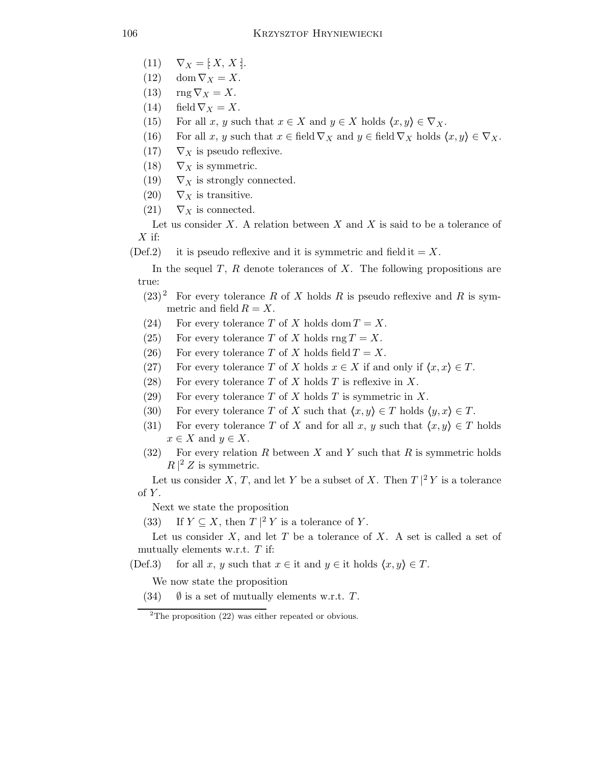(11) $\nabla_X = [\!: X, X :\!]$.

(12) $\operatorname{dom} \nabla_X = X$.

(13) $\operatorname{rng} \nabla_X = X$.

(14) $\operatorname{field} \nabla_X = X$.

(15) For all $x$, $y$ such that $x \in X$ and $y \in X$ holds $\langle x, y \rangle \in \nabla_X$.

(16) For all $x$, $y$ such that $x \in \operatorname{field} \nabla_X$ and $y \in \operatorname{field} \nabla_X$ holds $\langle x, y \rangle \in \nabla_X$.

(17) $\nabla_X$ is pseudo reflexive.

(18) $\nabla_X$ is symmetric.

(19) $\nabla_X$ is strongly connected.

(20) $\nabla_X$ is transitive.

(21) $\nabla_X$ is connected.

Let us consider $X$. A relation between $X$ and $X$ is said to be a tolerance of $X$ if:

(Def.2) it is pseudo reflexive and it is symmetric and field it $= X$.

In the sequel $T$, $R$ denote tolerances of $X$. The following propositions are true:

(23)[2] For every tolerance $R$ of $X$ holds $R$ is pseudo reflexive and $R$ is symmetric and $\operatorname{field} R = X$.

(24) For every tolerance $T$ of $X$ holds $\operatorname{dom} T = X$.

(25) For every tolerance $T$ of $X$ holds $\operatorname{rng} T = X$.

(26) For every tolerance $T$ of $X$ holds $\operatorname{field} T = X$.

(27) For every tolerance $T$ of $X$ holds $x \in X$ if and only if $\langle x, x \rangle \in T$.

(28) For every tolerance $T$ of $X$ holds $T$ is reflexive in $X$.

(29) For every tolerance $T$ of $X$ holds $T$ is symmetric in $X$.

(30) For every tolerance $T$ of $X$ such that $\langle x, y \rangle \in T$ holds $\langle y, x \rangle \in T$.

(31) For every tolerance $T$ of $X$ and for all $x$, $y$ such that $\langle x, y \rangle \in T$ holds $x \in X$ and $y \in X$.

(32) For every relation $R$ between $X$ and $Y$ such that $R$ is symmetric holds $R\,|^2\, Z$ is symmetric.

Let us consider $X$, $T$, and let $Y$ be a subset of $X$. Then $T\,|^2\, Y$ is a tolerance of $Y$.

Next we state the proposition

(33) If $Y \subseteq X$, then $T\,|^2\, Y$ is a tolerance of $Y$.

Let us consider $X$, and let $T$ be a tolerance of $X$. A set is called a set of mutually elements w.r.t. $T$ if:

(Def.3) for all $x$, $y$ such that $x \in$ it and $y \in$ it holds $\langle x, y \rangle \in T$.

We now state the proposition

(34) $\emptyset$ is a set of mutually elements w.r.t. $T$.

[2]The proposition (22) was either repeated or obvious.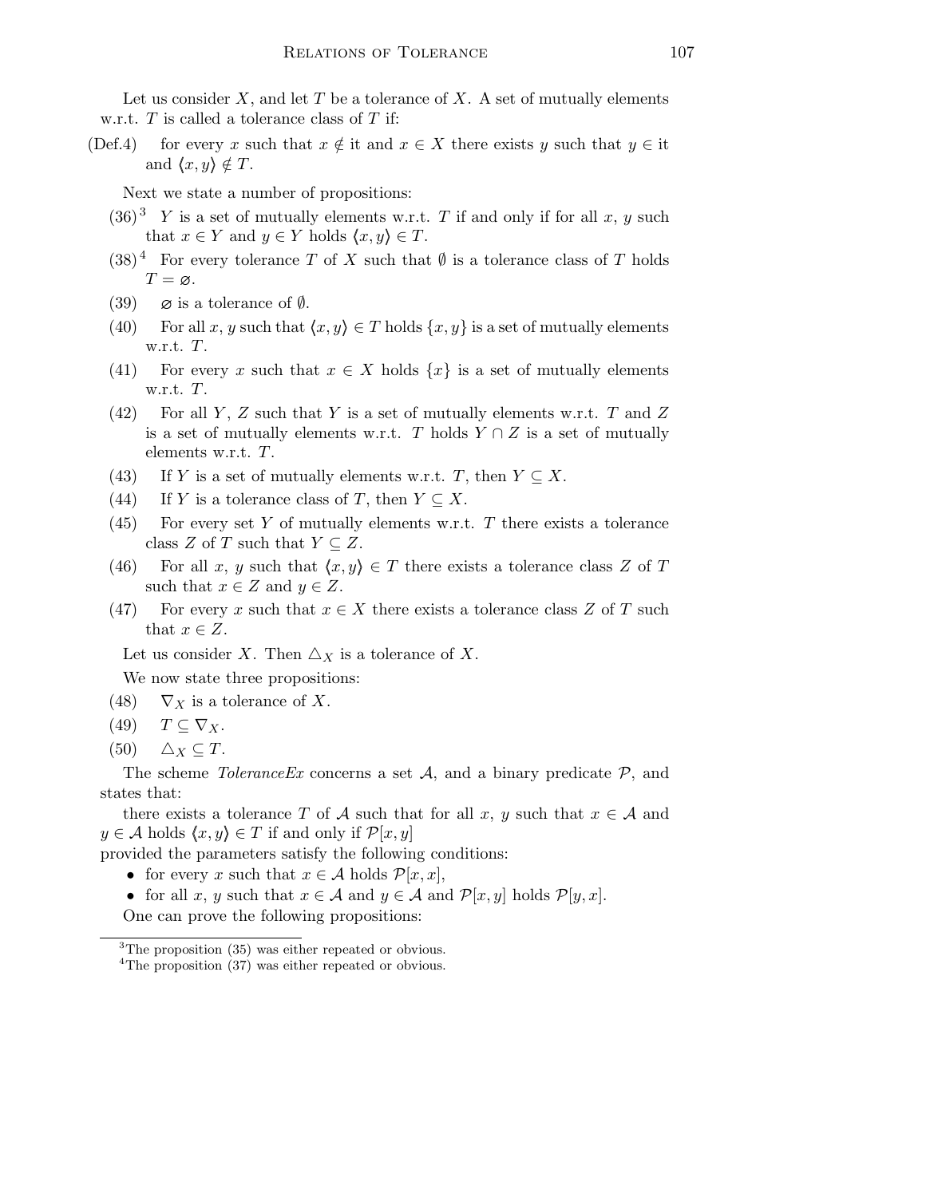Let us consider $X$, and let $T$ be a tolerance of $X$. A set of mutually elements w.r.t. $T$ is called a tolerance class of $T$ if:

(Def.4) for every $x$ such that $x \notin$ it and $x \in X$ there exists $y$ such that $y \in$ it and $\langle x, y \rangle \notin T$.

Next we state a number of propositions:

(36)[3] $Y$ is a set of mutually elements w.r.t. $T$ if and only if for all $x$, $y$ such that $x \in Y$ and $y \in Y$ holds $\langle x, y \rangle \in T$.

(38)[4] For every tolerance $T$ of $X$ such that $\emptyset$ is a tolerance class of $T$ holds $T = \varnothing$.

(39) $\varnothing$ is a tolerance of $\emptyset$.

(40) For all $x$, $y$ such that $\langle x, y \rangle \in T$ holds $\{x, y\}$ is a set of mutually elements w.r.t. $T$.

(41) For every $x$ such that $x \in X$ holds $\{x\}$ is a set of mutually elements w.r.t. $T$.

(42) For all $Y$, $Z$ such that $Y$ is a set of mutually elements w.r.t. $T$ and $Z$ is a set of mutually elements w.r.t. $T$ holds $Y \cap Z$ is a set of mutually elements w.r.t. $T$.

(43) If $Y$ is a set of mutually elements w.r.t. $T$, then $Y \subseteq X$.

(44) If $Y$ is a tolerance class of $T$, then $Y \subseteq X$.

(45) For every set $Y$ of mutually elements w.r.t. $T$ there exists a tolerance class $Z$ of $T$ such that $Y \subseteq Z$.

(46) For all $x$, $y$ such that $\langle x, y \rangle \in T$ there exists a tolerance class $Z$ of $T$ such that $x \in Z$ and $y \in Z$.

(47) For every $x$ such that $x \in X$ there exists a tolerance class $Z$ of $T$ such that $x \in Z$.

Let us consider $X$. Then $\triangle_X$ is a tolerance of $X$.

We now state three propositions:

(48) $\nabla_X$ is a tolerance of $X$.

(49) $T \subseteq \nabla_X$.

(50) $\triangle_X \subseteq T$.

The scheme *ToleranceEx* concerns a set $\mathcal{A}$, and a binary predicate $\mathcal{P}$, and states that:

there exists a tolerance $T$ of $\mathcal{A}$ such that for all $x$, $y$ such that $x \in \mathcal{A}$ and $y \in \mathcal{A}$ holds $\langle x, y \rangle \in T$ if and only if $\mathcal{P}[x, y]$

provided the parameters satisfy the following conditions:

- for every $x$ such that $x \in \mathcal{A}$ holds $\mathcal{P}[x, x]$,
- for all $x$, $y$ such that $x \in \mathcal{A}$ and $y \in \mathcal{A}$ and $\mathcal{P}[x, y]$ holds $\mathcal{P}[y, x]$.

One can prove the following propositions:

[3] The proposition (35) was either repeated or obvious.

[4] The proposition (37) was either repeated or obvious.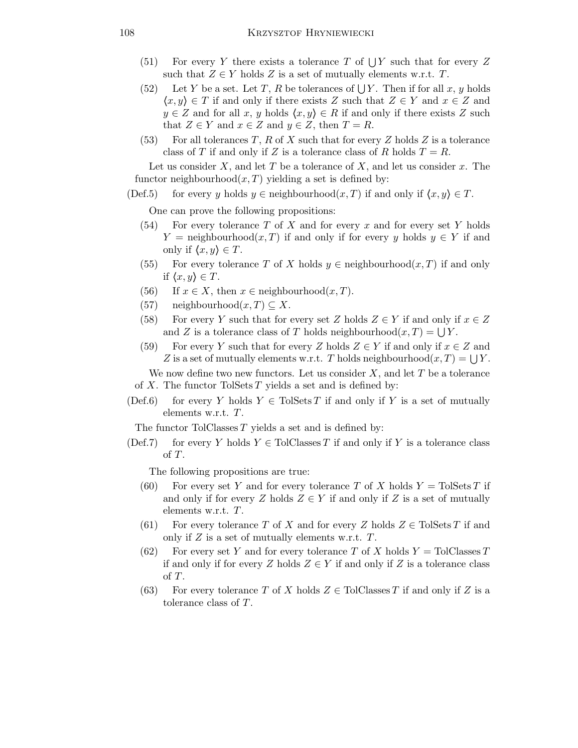(51) For every $Y$ there exists a tolerance $T$ of $\bigcup Y$ such that for every $Z$ such that $Z \in Y$ holds $Z$ is a set of mutually elements w.r.t. $T$.

(52) Let $Y$ be a set. Let $T$, $R$ be tolerances of $\bigcup Y$. Then if for all $x$, $y$ holds $\langle x, y \rangle \in T$ if and only if there exists $Z$ such that $Z \in Y$ and $x \in Z$ and $y \in Z$ and for all $x$, $y$ holds $\langle x, y \rangle \in R$ if and only if there exists $Z$ such that $Z \in Y$ and $x \in Z$ and $y \in Z$, then $T = R$.

(53) For all tolerances $T$, $R$ of $X$ such that for every $Z$ holds $Z$ is a tolerance class of $T$ if and only if $Z$ is a tolerance class of $R$ holds $T = R$.

Let us consider $X$, and let $T$ be a tolerance of $X$, and let us consider $x$. The functor $\text{neighbourhood}(x, T)$ yielding a set is defined by:

(Def.5) for every $y$ holds $y \in \text{neighbourhood}(x, T)$ if and only if $\langle x, y \rangle \in T$.

One can prove the following propositions:

(54) For every tolerance $T$ of $X$ and for every $x$ and for every set $Y$ holds $Y = \text{neighbourhood}(x, T)$ if and only if for every $y$ holds $y \in Y$ if and only if $\langle x, y \rangle \in T$.

(55) For every tolerance $T$ of $X$ holds $y \in \text{neighbourhood}(x, T)$ if and only if $\langle x, y \rangle \in T$.

(56) If $x \in X$, then $x \in \text{neighbourhood}(x, T)$.

(57) $\text{neighbourhood}(x, T) \subseteq X$.

(58) For every $Y$ such that for every set $Z$ holds $Z \in Y$ if and only if $x \in Z$ and $Z$ is a tolerance class of $T$ holds $\text{neighbourhood}(x, T) = \bigcup Y$.

(59) For every $Y$ such that for every $Z$ holds $Z \in Y$ if and only if $x \in Z$ and $Z$ is a set of mutually elements w.r.t. $T$ holds $\text{neighbourhood}(x, T) = \bigcup Y$.

We now define two new functors. Let us consider $X$, and let $T$ be a tolerance of $X$. The functor $\text{TolSets}\, T$ yields a set and is defined by:

(Def.6) for every $Y$ holds $Y \in \text{TolSets}\, T$ if and only if $Y$ is a set of mutually elements w.r.t. $T$.

The functor $\text{TolClasses}\, T$ yields a set and is defined by:

(Def.7) for every $Y$ holds $Y \in \text{TolClasses}\, T$ if and only if $Y$ is a tolerance class of $T$.

The following propositions are true:

(60) For every set $Y$ and for every tolerance $T$ of $X$ holds $Y = \text{TolSets}\, T$ if and only if for every $Z$ holds $Z \in Y$ if and only if $Z$ is a set of mutually elements w.r.t. $T$.

(61) For every tolerance $T$ of $X$ and for every $Z$ holds $Z \in \text{TolSets}\, T$ if and only if $Z$ is a set of mutually elements w.r.t. $T$.

(62) For every set $Y$ and for every tolerance $T$ of $X$ holds $Y = \text{TolClasses}\, T$ if and only if for every $Z$ holds $Z \in Y$ if and only if $Z$ is a tolerance class of $T$.

(63) For every tolerance $T$ of $X$ holds $Z \in \text{TolClasses}\, T$ if and only if $Z$ is a tolerance class of $T$.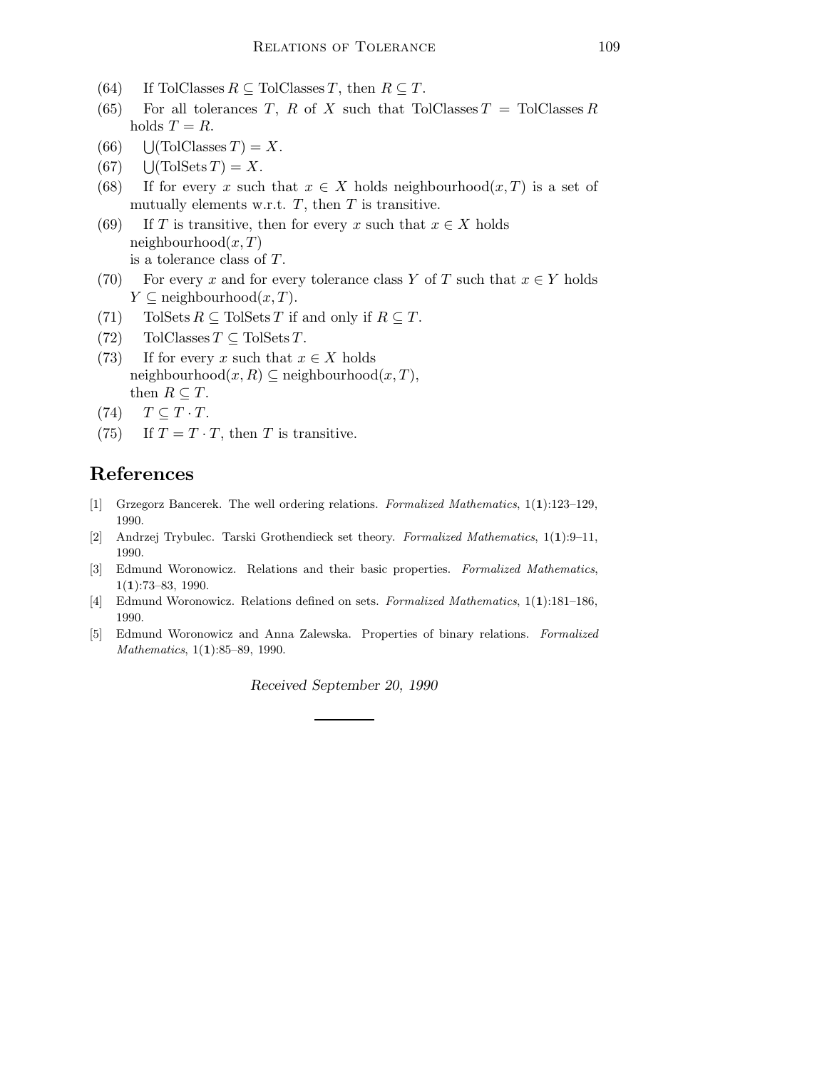(64) If $\mathrm{TolClasses}\, R \subseteq \mathrm{TolClasses}\, T$, then $R \subseteq T$.

(65) For all tolerances $T$, $R$ of $X$ such that $\mathrm{TolClasses}\, T = \mathrm{TolClasses}\, R$ holds $T = R$.

(66) $\bigcup(\mathrm{TolClasses}\, T) = X$.

(67) $\bigcup(\mathrm{TolSets}\, T) = X$.

(68) If for every $x$ such that $x \in X$ holds $\mathrm{neighbourhood}(x, T)$ is a set of mutually elements w.r.t. $T$, then $T$ is transitive.

(69) If $T$ is transitive, then for every $x$ such that $x \in X$ holds $\mathrm{neighbourhood}(x, T)$ is a tolerance class of $T$.

(70) For every $x$ and for every tolerance class $Y$ of $T$ such that $x \in Y$ holds $Y \subseteq \mathrm{neighbourhood}(x, T)$.

(71) $\mathrm{TolSets}\, R \subseteq \mathrm{TolSets}\, T$ if and only if $R \subseteq T$.

(72) $\mathrm{TolClasses}\, T \subseteq \mathrm{TolSets}\, T$.

(73) If for every $x$ such that $x \in X$ holds $\mathrm{neighbourhood}(x, R) \subseteq \mathrm{neighbourhood}(x, T)$, then $R \subseteq T$.

(74) $T \subseteq T \cdot T$.

(75) If $T = T \cdot T$, then $T$ is transitive.

## References

[1] Grzegorz Bancerek. The well ordering relations. *Formalized Mathematics*, 1(**1**):123–129, 1990.

[2] Andrzej Trybulec. Tarski Grothendieck set theory. *Formalized Mathematics*, 1(**1**):9–11, 1990.

[3] Edmund Woronowicz. Relations and their basic properties. *Formalized Mathematics*, 1(**1**):73–83, 1990.

[4] Edmund Woronowicz. Relations defined on sets. *Formalized Mathematics*, 1(**1**):181–186, 1990.

[5] Edmund Woronowicz and Anna Zalewska. Properties of binary relations. *Formalized Mathematics*, 1(**1**):85–89, 1990.

*Received September 20, 1990*